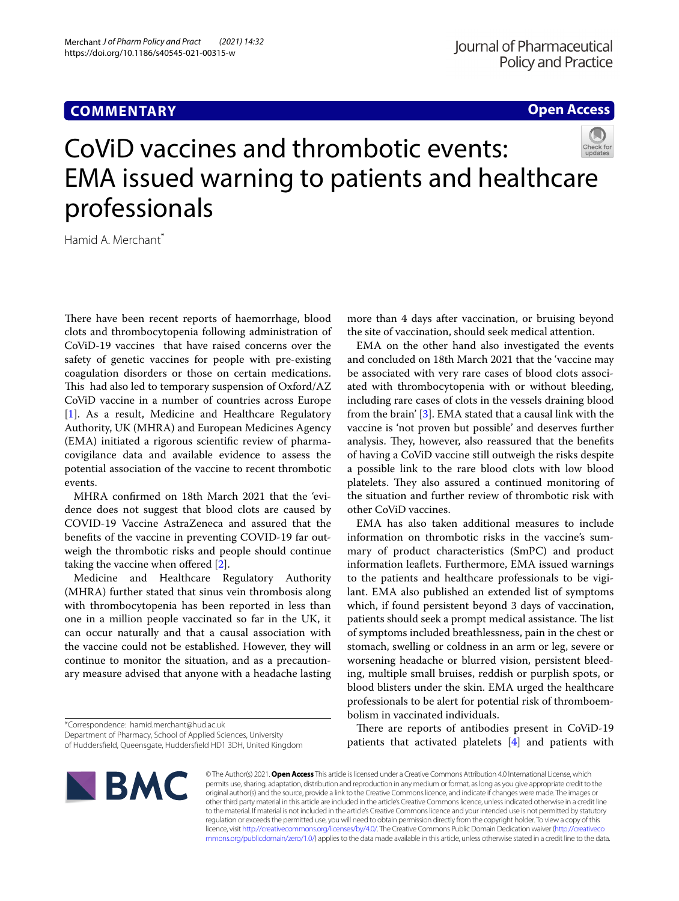**COMMENTARY**

**Open Access**

# CoViD vaccines and thrombotic events: EMA issued warning to patients and healthcare professionals

Hamid A. Merchant*

There have been recent reports of haemorrhage, blood clots and thrombocytopenia following administration of CoViD-19 vaccines that have raised concerns over the safety of genetic vaccines for people with pre-existing coagulation disorders or those on certain medications. This had also led to temporary suspension of Oxford/AZ CoViD vaccine in a number of countries across Europe [1]. As a result, Medicine and Healthcare Regulatory Authority, UK (MHRA) and European Medicines Agency (EMA) initiated a rigorous scientific review of pharmacovigilance data and available evidence to assess the potential association of the vaccine to recent thrombotic events.

MHRA confirmed on 18th March 2021 that the 'evidence does not suggest that blood clots are caused by COVID-19 Vaccine AstraZeneca and assured that the benefits of the vaccine in preventing COVID-19 far outweigh the thrombotic risks and people should continue taking the vaccine when offered [2].

Medicine and Healthcare Regulatory Authority (MHRA) further stated that sinus vein thrombosis along with thrombocytopenia has been reported in less than one in a million people vaccinated so far in the UK, it can occur naturally and that a causal association with the vaccine could not be established. However, they will continue to monitor the situation, and as a precautionary measure advised that anyone with a headache lasting more than 4 days after vaccination, or bruising beyond the site of vaccination, should seek medical attention.

EMA on the other hand also investigated the events and concluded on 18th March 2021 that the 'vaccine may be associated with very rare cases of blood clots associated with thrombocytopenia with or without bleeding, including rare cases of clots in the vessels draining blood from the brain' [3]. EMA stated that a causal link with the vaccine is 'not proven but possible' and deserves further analysis. They, however, also reassured that the benefits of having a CoViD vaccine still outweigh the risks despite a possible link to the rare blood clots with low blood platelets. They also assured a continued monitoring of the situation and further review of thrombotic risk with other CoViD vaccines.

EMA has also taken additional measures to include information on thrombotic risks in the vaccine's summary of product characteristics (SmPC) and product information leaflets. Furthermore, EMA issued warnings to the patients and healthcare professionals to be vigilant. EMA also published an extended list of symptoms which, if found persistent beyond 3 days of vaccination, patients should seek a prompt medical assistance. The list of symptoms included breathlessness, pain in the chest or stomach, swelling or coldness in an arm or leg, severe or worsening headache or blurred vision, persistent bleeding, multiple small bruises, reddish or purplish spots, or blood blisters under the skin. EMA urged the healthcare professionals to be alert for potential risk of thromboembolism in vaccinated individuals.

There are reports of antibodies present in CoViD-19 patients that activated platelets [4] and patients with

*Correspondence: hamid.merchant@hud.ac.uk
Department of Pharmacy, School of Applied Sciences, University of Huddersfield, Queensgate, Huddersfield HD1 3DH, United Kingdom

© The Author(s) 2021. **Open Access** This article is licensed under a Creative Commons Attribution 4.0 International License, which permits use, sharing, adaptation, distribution and reproduction in any medium or format, as long as you give appropriate credit to the original author(s) and the source, provide a link to the Creative Commons licence, and indicate if changes were made. The images or other third party material in this article are included in the article's Creative Commons licence, unless indicated otherwise in a credit line to the material. If material is not included in the article's Creative Commons licence and your intended use is not permitted by statutory regulation or exceeds the permitted use, you will need to obtain permission directly from the copyright holder. To view a copy of this licence, visit http://creativecommons.org/licenses/by/4.0/. The Creative Commons Public Domain Dedication waiver (http://creativecommons.org/publicdomain/zero/1.0/) applies to the data made available in this article, unless otherwise stated in a credit line to the data.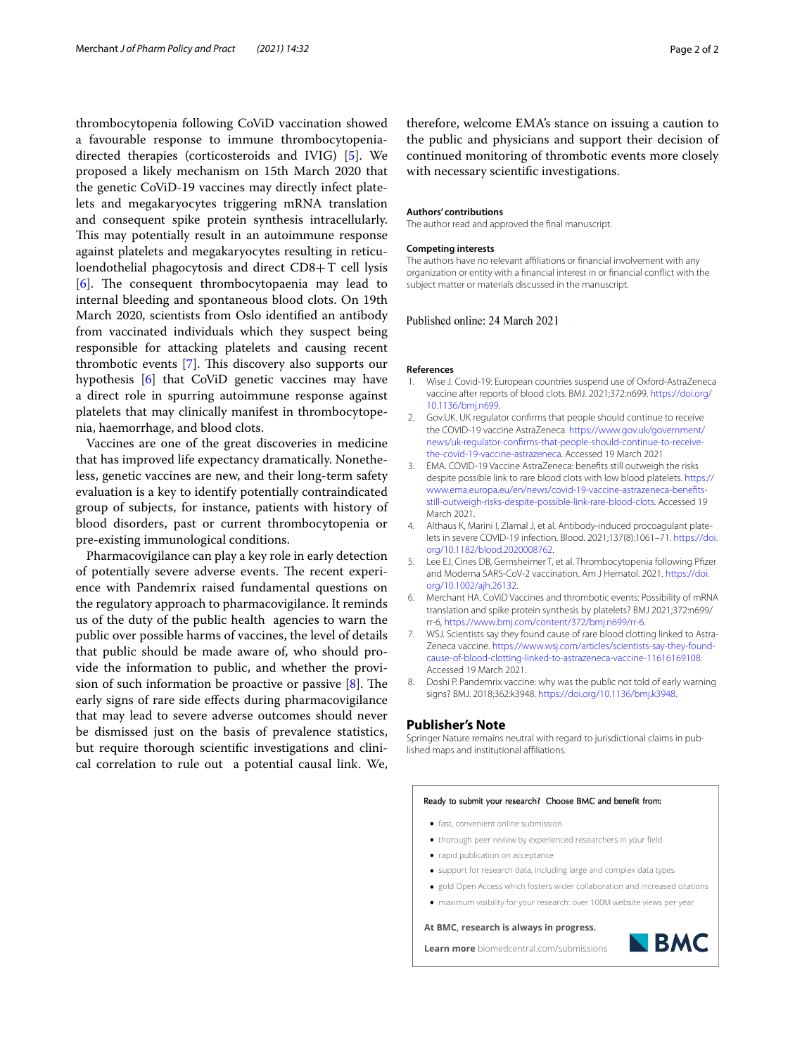thrombocytopenia following CoViD vaccination showed a favourable response to immune thrombocytopenia-directed therapies (corticosteroids and IVIG) [5]. We proposed a likely mechanism on 15th March 2020 that the genetic CoViD-19 vaccines may directly infect platelets and megakaryocytes triggering mRNA translation and consequent spike protein synthesis intracellularly. This may potentially result in an autoimmune response against platelets and megakaryocytes resulting in reticuloendothelial phagocytosis and direct CD8+ T cell lysis [6]. The consequent thrombocytopaenia may lead to internal bleeding and spontaneous blood clots. On 19th March 2020, scientists from Oslo identified an antibody from vaccinated individuals which they suspect being responsible for attacking platelets and causing recent thrombotic events [7]. This discovery also supports our hypothesis [6] that CoViD genetic vaccines may have a direct role in spurring autoimmune response against platelets that may clinically manifest in thrombocytopenia, haemorrhage, and blood clots.

Vaccines are one of the great discoveries in medicine that has improved life expectancy dramatically. Nonetheless, genetic vaccines are new, and their long-term safety evaluation is a key to identify potentially contraindicated group of subjects, for instance, patients with history of blood disorders, past or current thrombocytopenia or pre-existing immunological conditions.

Pharmacovigilance can play a key role in early detection of potentially severe adverse events. The recent experience with Pandemrix raised fundamental questions on the regulatory approach to pharmacovigilance. It reminds us of the duty of the public health agencies to warn the public over possible harms of vaccines, the level of details that public should be made aware of, who should provide the information to public, and whether the provision of such information be proactive or passive [8]. The early signs of rare side effects during pharmacovigilance that may lead to severe adverse outcomes should never be dismissed just on the basis of prevalence statistics, but require thorough scientific investigations and clinical correlation to rule out a potential causal link. We, therefore, welcome EMA's stance on issuing a caution to the public and physicians and support their decision of continued monitoring of thrombotic events more closely with necessary scientific investigations.

**Authors' contributions**

The author read and approved the final manuscript.

**Competing interests**

The authors have no relevant affiliations or financial involvement with any organization or entity with a financial interest in or financial conflict with the subject matter or materials discussed in the manuscript.

Published online: 24 March 2021

**References**

1. Wise J. Covid-19: European countries suspend use of Oxford-AstraZeneca vaccine after reports of blood clots. BMJ. 2021;372:n699. https://doi.org/10.1136/bmj.n699.
2. Gov.UK. UK regulator confirms that people should continue to receive the COVID-19 vaccine AstraZeneca. https://www.gov.uk/government/news/uk-regulator-confirms-that-people-should-continue-to-receive-the-covid-19-vaccine-astrazeneca. Accessed 19 March 2021
3. EMA. COVID-19 Vaccine AstraZeneca: benefits still outweigh the risks despite possible link to rare blood clots with low blood platelets. https://www.ema.europa.eu/en/news/covid-19-vaccine-astrazeneca-benefits-still-outweigh-risks-despite-possible-link-rare-blood-clots. Accessed 19 March 2021.
4. Althaus K, Marini I, Zlamal J, et al. Antibody-induced procoagulant platelets in severe COVID-19 infection. Blood. 2021;137(8):1061–71. https://doi.org/10.1182/blood.2020008762.
5. Lee EJ, Cines DB, Gernsheimer T, et al. Thrombocytopenia following Pfizer and Moderna SARS-CoV-2 vaccination. Am J Hematol. 2021. https://doi.org/10.1002/ajh.26132.
6. Merchant HA. CoViD Vaccines and thrombotic events: Possibility of mRNA translation and spike protein synthesis by platelets? BMJ 2021;372:n699/rr-6, https://www.bmj.com/content/372/bmj.n699/rr-6.
7. WSJ. Scientists say they found cause of rare blood clotting linked to AstraZeneca vaccine. https://www.wsj.com/articles/scientists-say-they-found-cause-of-blood-clotting-linked-to-astrazeneca-vaccine-11616169108. Accessed 19 March 2021.
8. Doshi P. Pandemrix vaccine: why was the public not told of early warning signs? BMJ. 2018;362:k3948. https://doi.org/10.1136/bmj.k3948.

## Publisher's Note

Springer Nature remains neutral with regard to jurisdictional claims in published maps and institutional affiliations.

Ready to submit your research? Choose BMC and benefit from:

- fast, convenient online submission
- thorough peer review by experienced researchers in your field
- rapid publication on acceptance
- support for research data, including large and complex data types
- gold Open Access which fosters wider collaboration and increased citations
- maximum visibility for your research: over 100M website views per year

**At BMC, research is always in progress.**

**Learn more** biomedcentral.com/submissions